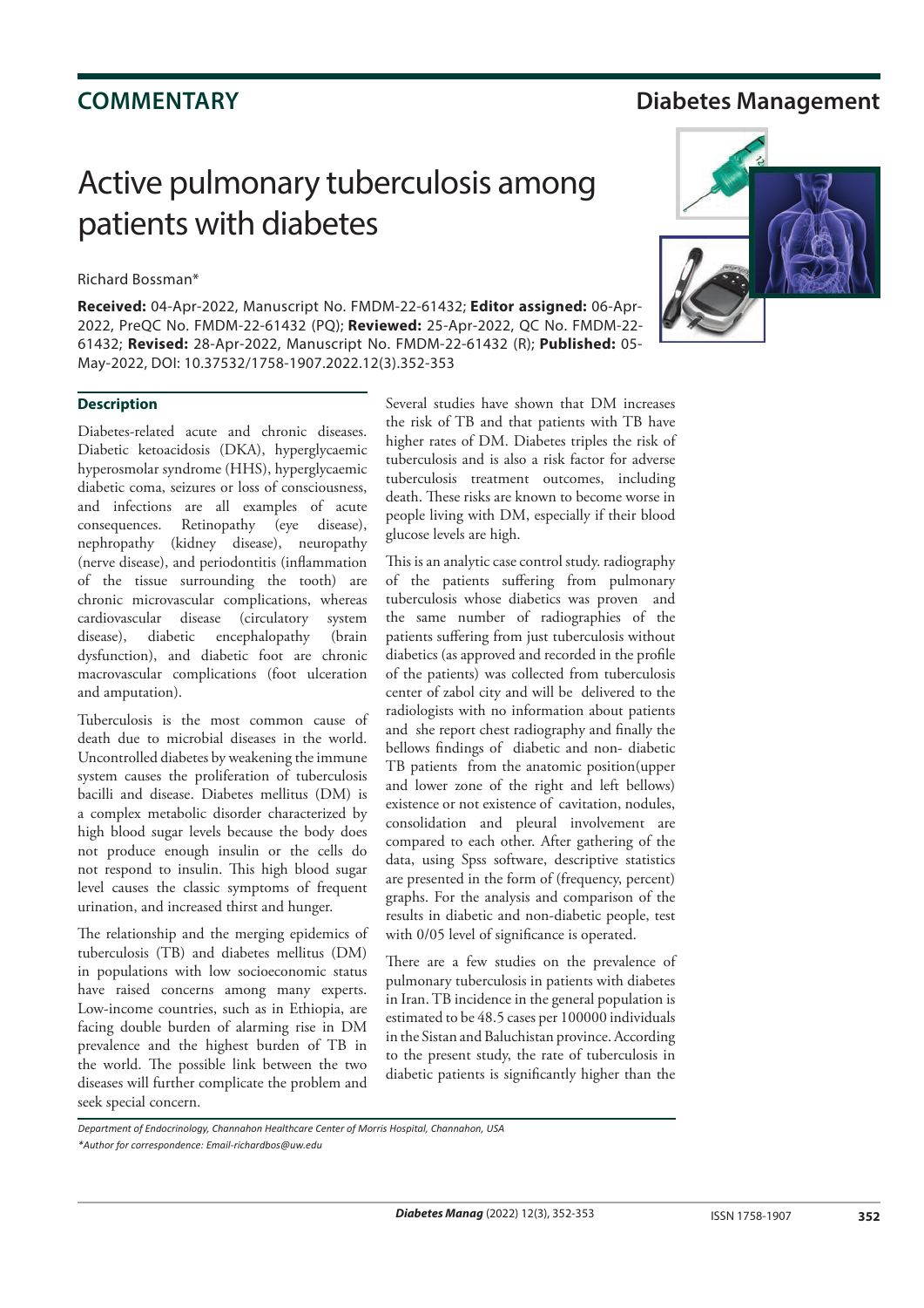**COMMENTARY**

**Diabetes Management**

# Active pulmonary tuberculosis among patients with diabetes

Richard Bossman*

**Received:** 04-Apr-2022, Manuscript No. FMDM-22-61432; **Editor assigned:** 06-Apr-2022, PreQC No. FMDM-22-61432 (PQ); **Reviewed:** 25-Apr-2022, QC No. FMDM-22-61432; **Revised:** 28-Apr-2022, Manuscript No. FMDM-22-61432 (R); **Published:** 05-May-2022, DOI: 10.37532/1758-1907.2022.12(3).352-353

## Description

Diabetes-related acute and chronic diseases. Diabetic ketoacidosis (DKA), hyperglycaemic hyperosmolar syndrome (HHS), hyperglycaemic diabetic coma, seizures or loss of consciousness, and infections are all examples of acute consequences. Retinopathy (eye disease), nephropathy (kidney disease), neuropathy (nerve disease), and periodontitis (inflammation of the tissue surrounding the tooth) are chronic microvascular complications, whereas cardiovascular disease (circulatory system disease), diabetic encephalopathy (brain dysfunction), and diabetic foot are chronic macrovascular complications (foot ulceration and amputation).

Tuberculosis is the most common cause of death due to microbial diseases in the world. Uncontrolled diabetes by weakening the immune system causes the proliferation of tuberculosis bacilli and disease. Diabetes mellitus (DM) is a complex metabolic disorder characterized by high blood sugar levels because the body does not produce enough insulin or the cells do not respond to insulin. This high blood sugar level causes the classic symptoms of frequent urination, and increased thirst and hunger.

The relationship and the merging epidemics of tuberculosis (TB) and diabetes mellitus (DM) in populations with low socioeconomic status have raised concerns among many experts. Low-income countries, such as in Ethiopia, are facing double burden of alarming rise in DM prevalence and the highest burden of TB in the world. The possible link between the two diseases will further complicate the problem and seek special concern.

Several studies have shown that DM increases the risk of TB and that patients with TB have higher rates of DM. Diabetes triples the risk of tuberculosis and is also a risk factor for adverse tuberculosis treatment outcomes, including death. These risks are known to become worse in people living with DM, especially if their blood glucose levels are high.

This is an analytic case control study. radiography of the patients suffering from pulmonary tuberculosis whose diabetics was proven and the same number of radiographies of the patients suffering from just tuberculosis without diabetics (as approved and recorded in the profile of the patients) was collected from tuberculosis center of zabol city and will be delivered to the radiologists with no information about patients and she report chest radiography and finally the bellows findings of diabetic and non- diabetic TB patients from the anatomic position(upper and lower zone of the right and left bellows) existence or not existence of cavitation, nodules, consolidation and pleural involvement are compared to each other. After gathering of the data, using Spss software, descriptive statistics are presented in the form of (frequency, percent) graphs. For the analysis and comparison of the results in diabetic and non-diabetic people, test with 0/05 level of significance is operated.

There are a few studies on the prevalence of pulmonary tuberculosis in patients with diabetes in Iran. TB incidence in the general population is estimated to be 48.5 cases per 100000 individuals in the Sistan and Baluchistan province. According to the present study, the rate of tuberculosis in diabetic patients is significantly higher than the

*Department of Endocrinology, Channahon Healthcare Center of Morris Hospital, Channahon, USA*

*\*Author for correspondence: Email-richardbos@uw.edu*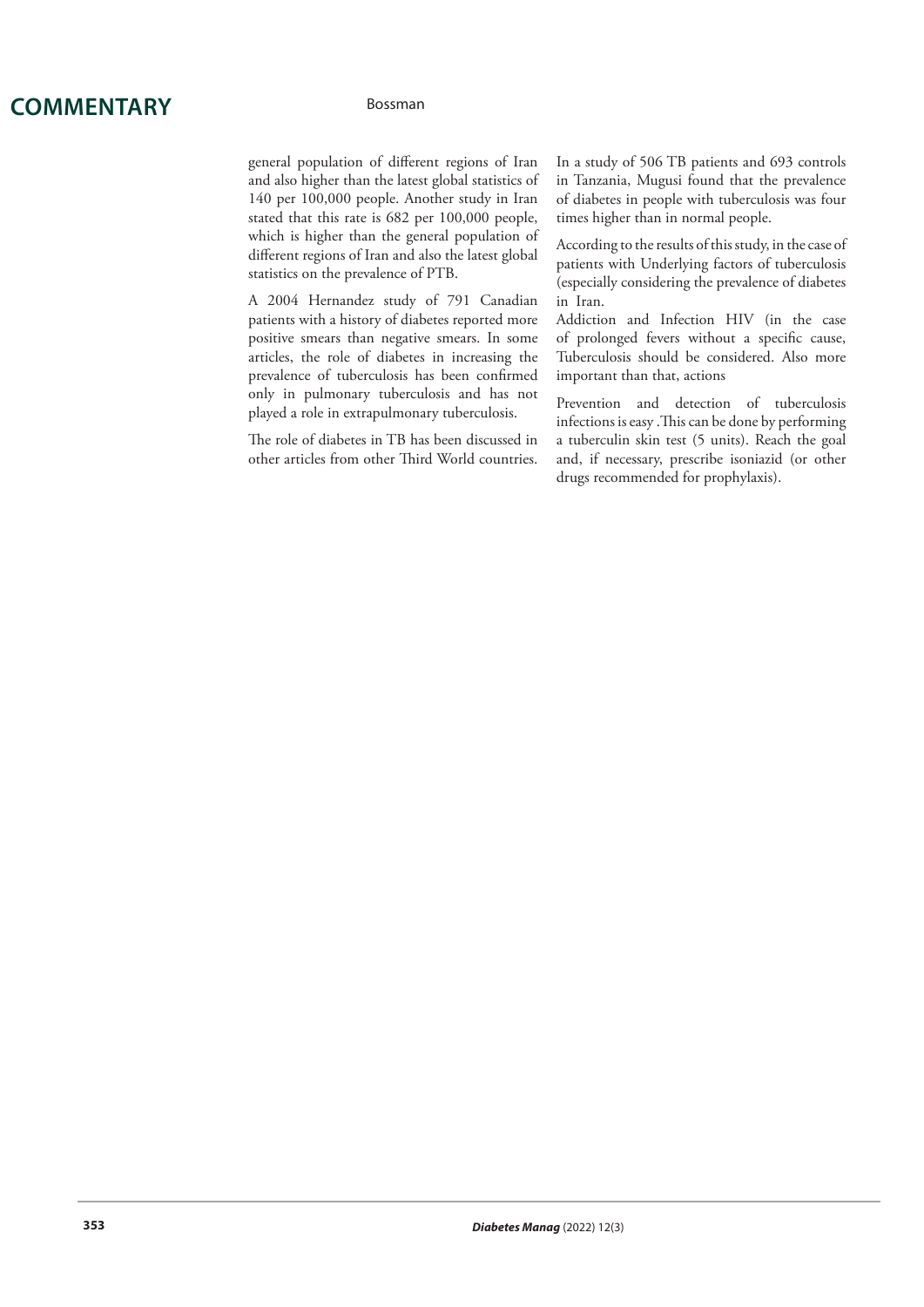general population of different regions of Iran and also higher than the latest global statistics of 140 per 100,000 people. Another study in Iran stated that this rate is 682 per 100,000 people, which is higher than the general population of different regions of Iran and also the latest global statistics on the prevalence of PTB.

A 2004 Hernandez study of 791 Canadian patients with a history of diabetes reported more positive smears than negative smears. In some articles, the role of diabetes in increasing the prevalence of tuberculosis has been confirmed only in pulmonary tuberculosis and has not played a role in extrapulmonary tuberculosis.

The role of diabetes in TB has been discussed in other articles from other Third World countries. In a study of 506 TB patients and 693 controls in Tanzania, Mugusi found that the prevalence of diabetes in people with tuberculosis was four times higher than in normal people.

According to the results of this study, in the case of patients with Underlying factors of tuberculosis (especially considering the prevalence of diabetes in Iran.
Addiction and Infection HIV (in the case of prolonged fevers without a specific cause, Tuberculosis should be considered. Also more important than that, actions

Prevention and detection of tuberculosis infections is easy .This can be done by performing a tuberculin skin test (5 units). Reach the goal and, if necessary, prescribe isoniazid (or other drugs recommended for prophylaxis).